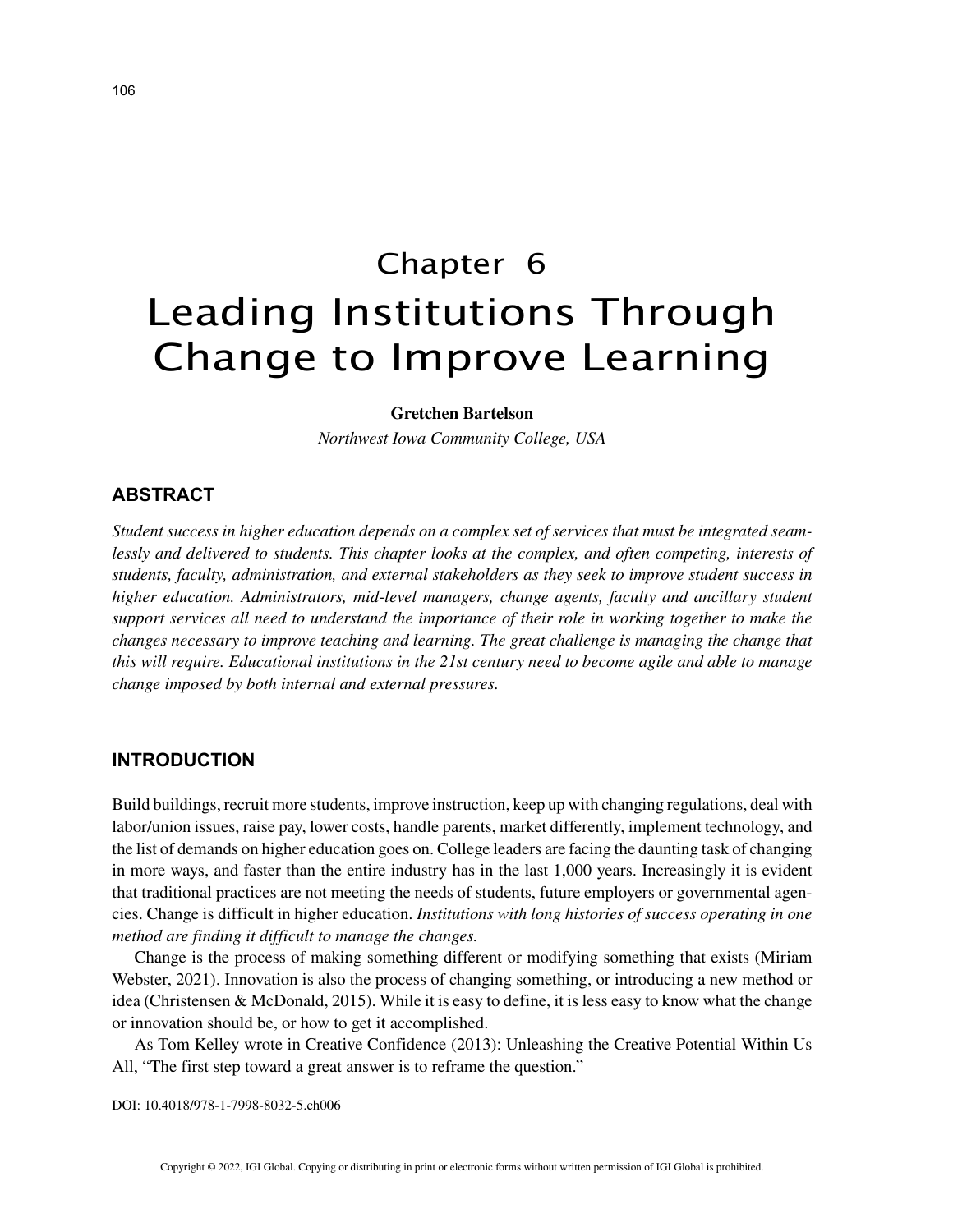# Chapter 6
# Leading Institutions Through Change to Improve Learning

**Gretchen Bartelson**

*Northwest Iowa Community College, USA*

## ABSTRACT

*Student success in higher education depends on a complex set of services that must be integrated seamlessly and delivered to students. This chapter looks at the complex, and often competing, interests of students, faculty, administration, and external stakeholders as they seek to improve student success in higher education. Administrators, mid-level managers, change agents, faculty and ancillary student support services all need to understand the importance of their role in working together to make the changes necessary to improve teaching and learning. The great challenge is managing the change that this will require. Educational institutions in the 21st century need to become agile and able to manage change imposed by both internal and external pressures.*

## INTRODUCTION

Build buildings, recruit more students, improve instruction, keep up with changing regulations, deal with labor/union issues, raise pay, lower costs, handle parents, market differently, implement technology, and the list of demands on higher education goes on. College leaders are facing the daunting task of changing in more ways, and faster than the entire industry has in the last 1,000 years. Increasingly it is evident that traditional practices are not meeting the needs of students, future employers or governmental agencies. Change is difficult in higher education. *Institutions with long histories of success operating in one method are finding it difficult to manage the changes.*

Change is the process of making something different or modifying something that exists (Miriam Webster, 2021). Innovation is also the process of changing something, or introducing a new method or idea (Christensen & McDonald, 2015). While it is easy to define, it is less easy to know what the change or innovation should be, or how to get it accomplished.

As Tom Kelley wrote in Creative Confidence (2013): Unleashing the Creative Potential Within Us All, "The first step toward a great answer is to reframe the question."

DOI: 10.4018/978-1-7998-8032-5.ch006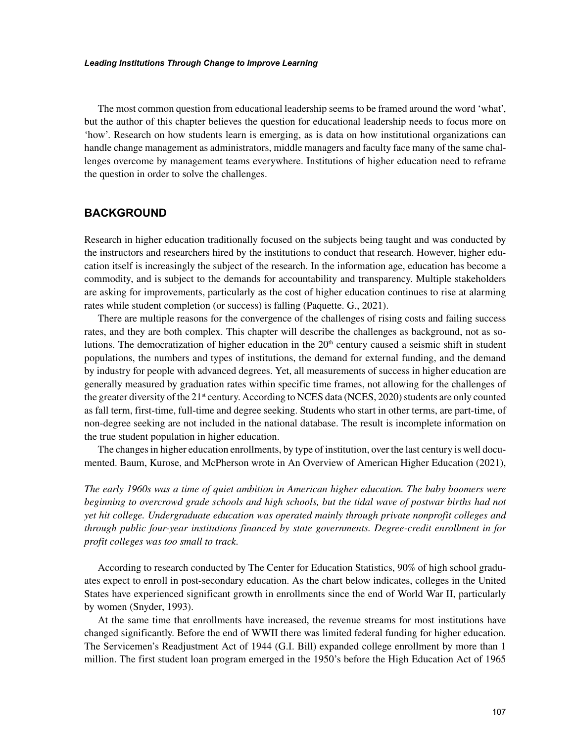The most common question from educational leadership seems to be framed around the word 'what', but the author of this chapter believes the question for educational leadership needs to focus more on 'how'. Research on how students learn is emerging, as is data on how institutional organizations can handle change management as administrators, middle managers and faculty face many of the same challenges overcome by management teams everywhere. Institutions of higher education need to reframe the question in order to solve the challenges.

## BACKGROUND

Research in higher education traditionally focused on the subjects being taught and was conducted by the instructors and researchers hired by the institutions to conduct that research. However, higher education itself is increasingly the subject of the research. In the information age, education has become a commodity, and is subject to the demands for accountability and transparency. Multiple stakeholders are asking for improvements, particularly as the cost of higher education continues to rise at alarming rates while student completion (or success) is falling (Paquette. G., 2021).

There are multiple reasons for the convergence of the challenges of rising costs and failing success rates, and they are both complex. This chapter will describe the challenges as background, not as solutions. The democratization of higher education in the 20th century caused a seismic shift in student populations, the numbers and types of institutions, the demand for external funding, and the demand by industry for people with advanced degrees. Yet, all measurements of success in higher education are generally measured by graduation rates within specific time frames, not allowing for the challenges of the greater diversity of the 21st century. According to NCES data (NCES, 2020) students are only counted as fall term, first-time, full-time and degree seeking. Students who start in other terms, are part-time, of non-degree seeking are not included in the national database. The result is incomplete information on the true student population in higher education.

The changes in higher education enrollments, by type of institution, over the last century is well documented. Baum, Kurose, and McPherson wrote in An Overview of American Higher Education (2021),

*The early 1960s was a time of quiet ambition in American higher education. The baby boomers were beginning to overcrowd grade schools and high schools, but the tidal wave of postwar births had not yet hit college. Undergraduate education was operated mainly through private nonprofit colleges and through public four-year institutions financed by state governments. Degree-credit enrollment in for profit colleges was too small to track.*

According to research conducted by The Center for Education Statistics, 90% of high school graduates expect to enroll in post-secondary education. As the chart below indicates, colleges in the United States have experienced significant growth in enrollments since the end of World War II, particularly by women (Snyder, 1993).

At the same time that enrollments have increased, the revenue streams for most institutions have changed significantly. Before the end of WWII there was limited federal funding for higher education. The Servicemen's Readjustment Act of 1944 (G.I. Bill) expanded college enrollment by more than 1 million. The first student loan program emerged in the 1950's before the High Education Act of 1965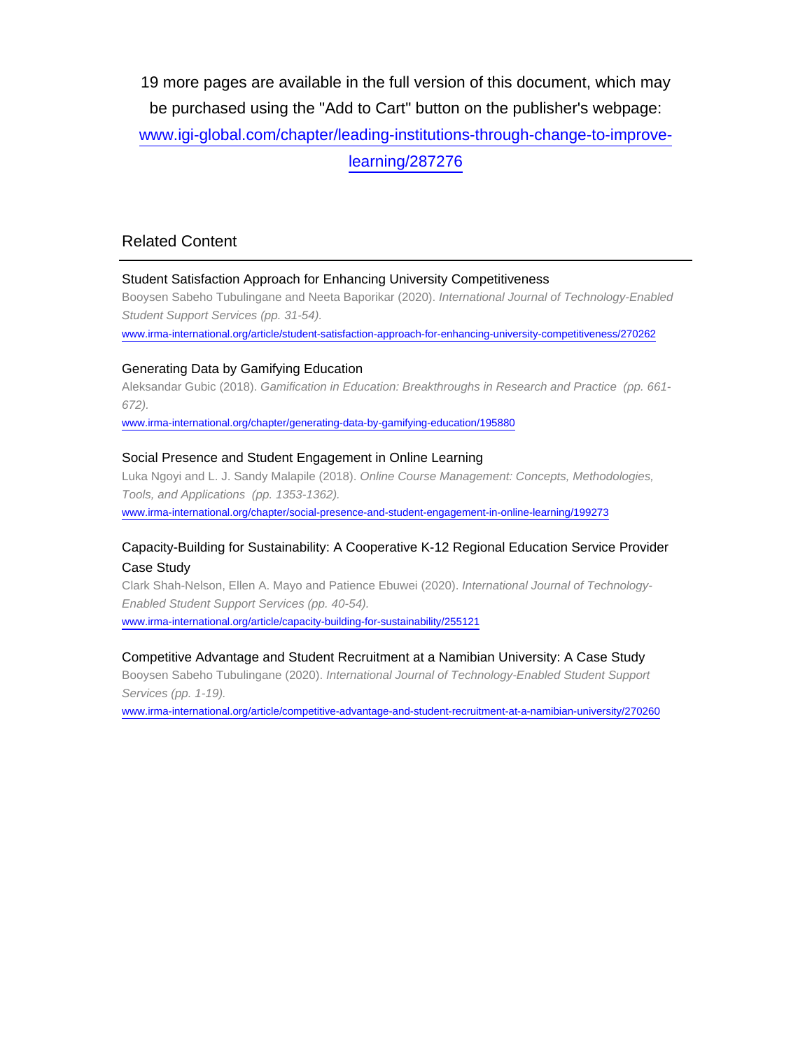19 more pages are available in the full version of this document, which may be purchased using the "Add to Cart" button on the publisher's webpage: [www.igi-global.com/chapter/leading-institutions-through-change-to-improve-learning/287276](http://www.igi-global.com/chapter/leading-institutions-through-change-to-improve-learning/287276)

## Related Content

**Student Satisfaction Approach for Enhancing University Competitiveness**
Booysen Sabeho Tubulingane and Neeta Baporikar (2020). *International Journal of Technology-Enabled Student Support Services (pp. 31-54).*
[www.irma-international.org/article/student-satisfaction-approach-for-enhancing-university-competitiveness/270262](http://www.irma-international.org/article/student-satisfaction-approach-for-enhancing-university-competitiveness/270262)

**Generating Data by Gamifying Education**
Aleksandar Gubic (2018). *Gamification in Education: Breakthroughs in Research and Practice (pp. 661-672).*
[www.irma-international.org/chapter/generating-data-by-gamifying-education/195880](http://www.irma-international.org/chapter/generating-data-by-gamifying-education/195880)

**Social Presence and Student Engagement in Online Learning**
Luka Ngoyi and L. J. Sandy Malapile (2018). *Online Course Management: Concepts, Methodologies, Tools, and Applications (pp. 1353-1362).*
[www.irma-international.org/chapter/social-presence-and-student-engagement-in-online-learning/199273](http://www.irma-international.org/chapter/social-presence-and-student-engagement-in-online-learning/199273)

**Capacity-Building for Sustainability: A Cooperative K-12 Regional Education Service Provider Case Study**
Clark Shah-Nelson, Ellen A. Mayo and Patience Ebuwei (2020). *International Journal of Technology-Enabled Student Support Services (pp. 40-54).*
[www.irma-international.org/article/capacity-building-for-sustainability/255121](http://www.irma-international.org/article/capacity-building-for-sustainability/255121)

**Competitive Advantage and Student Recruitment at a Namibian University: A Case Study**
Booysen Sabeho Tubulingane (2020). *International Journal of Technology-Enabled Student Support Services (pp. 1-19).*
[www.irma-international.org/article/competitive-advantage-and-student-recruitment-at-a-namibian-university/270260](http://www.irma-international.org/article/competitive-advantage-and-student-recruitment-at-a-namibian-university/270260)